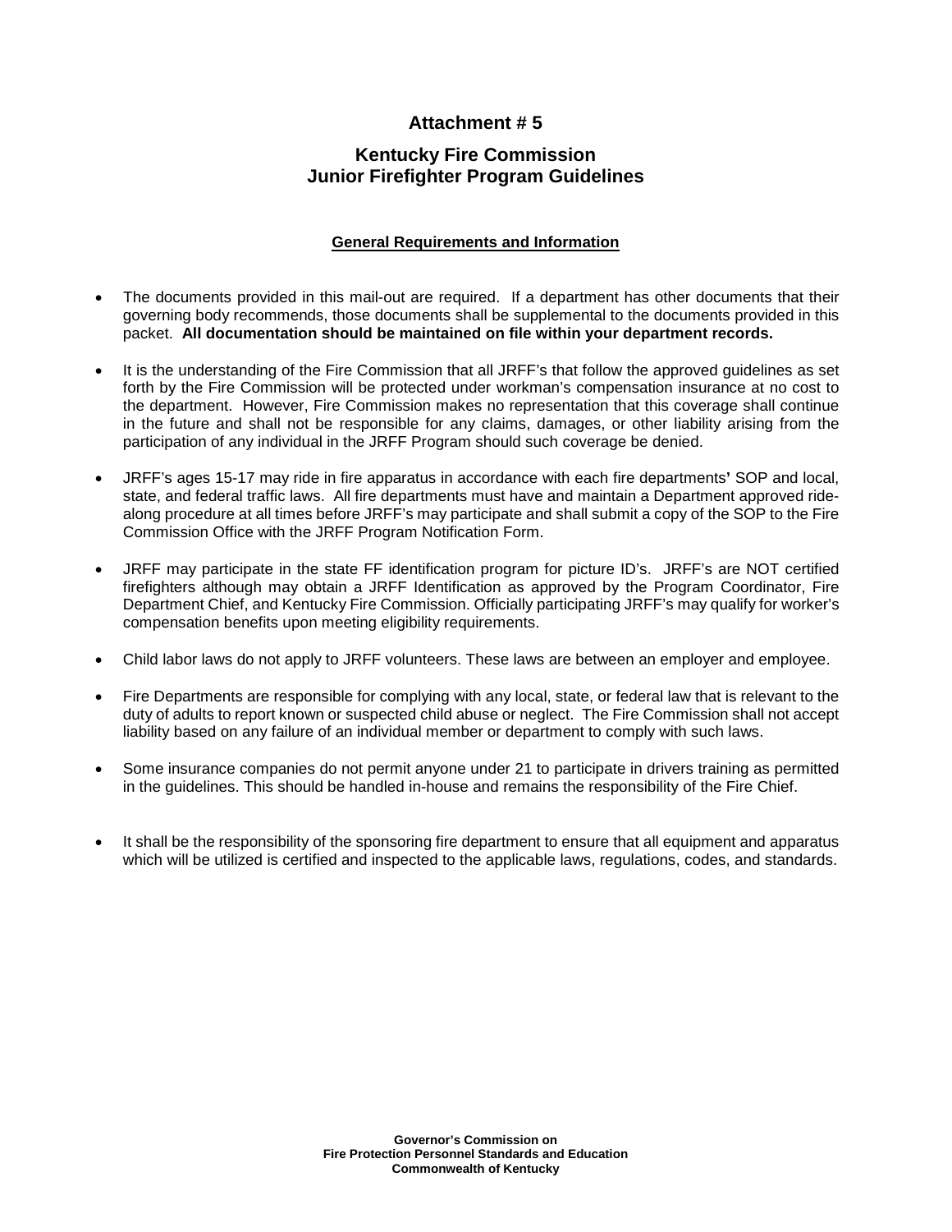# Attachment # 5

## Kentucky Fire Commission
## Junior Firefighter Program Guidelines

### General Requirements and Information

- The documents provided in this mail-out are required. If a department has other documents that their governing body recommends, those documents shall be supplemental to the documents provided in this packet. **All documentation should be maintained on file within your department records.**

- It is the understanding of the Fire Commission that all JRFF's that follow the approved guidelines as set forth by the Fire Commission will be protected under workman's compensation insurance at no cost to the department. However, Fire Commission makes no representation that this coverage shall continue in the future and shall not be responsible for any claims, damages, or other liability arising from the participation of any individual in the JRFF Program should such coverage be denied.

- JRFF's ages 15-17 may ride in fire apparatus in accordance with each fire departments**'** SOP and local, state, and federal traffic laws. All fire departments must have and maintain a Department approved ride-along procedure at all times before JRFF's may participate and shall submit a copy of the SOP to the Fire Commission Office with the JRFF Program Notification Form.

- JRFF may participate in the state FF identification program for picture ID's. JRFF's are NOT certified firefighters although may obtain a JRFF Identification as approved by the Program Coordinator, Fire Department Chief, and Kentucky Fire Commission. Officially participating JRFF's may qualify for worker's compensation benefits upon meeting eligibility requirements.

- Child labor laws do not apply to JRFF volunteers. These laws are between an employer and employee.

- Fire Departments are responsible for complying with any local, state, or federal law that is relevant to the duty of adults to report known or suspected child abuse or neglect. The Fire Commission shall not accept liability based on any failure of an individual member or department to comply with such laws.

- Some insurance companies do not permit anyone under 21 to participate in drivers training as permitted in the guidelines. This should be handled in-house and remains the responsibility of the Fire Chief.

- It shall be the responsibility of the sponsoring fire department to ensure that all equipment and apparatus which will be utilized is certified and inspected to the applicable laws, regulations, codes, and standards.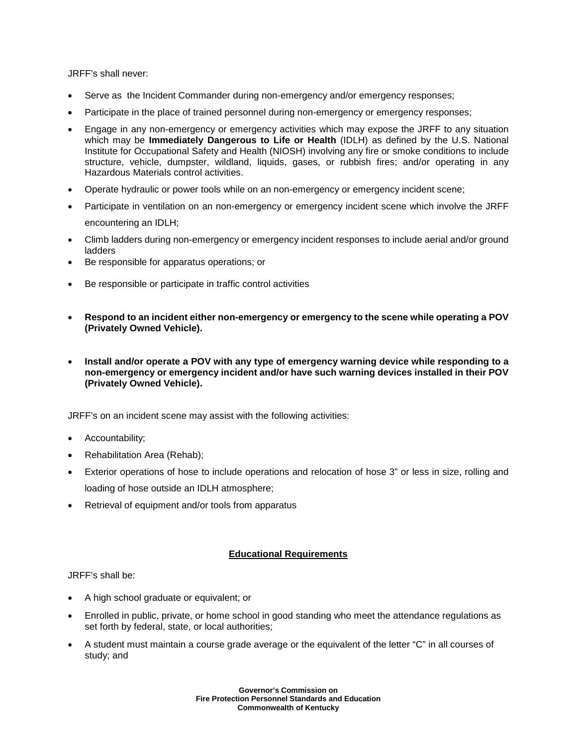JRFF's shall never:

- Serve as the Incident Commander during non-emergency and/or emergency responses;
- Participate in the place of trained personnel during non-emergency or emergency responses;
- Engage in any non-emergency or emergency activities which may expose the JRFF to any situation which may be **Immediately Dangerous to Life or Health** (IDLH) as defined by the U.S. National Institute for Occupational Safety and Health (NIOSH) involving any fire or smoke conditions to include structure, vehicle, dumpster, wildland, liquids, gases, or rubbish fires; and/or operating in any Hazardous Materials control activities.
- Operate hydraulic or power tools while on an non-emergency or emergency incident scene;
- Participate in ventilation on an non-emergency or emergency incident scene which involve the JRFF encountering an IDLH;
- Climb ladders during non-emergency or emergency incident responses to include aerial and/or ground ladders
- Be responsible for apparatus operations; or
- Be responsible or participate in traffic control activities
- **Respond to an incident either non-emergency or emergency to the scene while operating a POV (Privately Owned Vehicle).**
- **Install and/or operate a POV with any type of emergency warning device while responding to a non-emergency or emergency incident and/or have such warning devices installed in their POV (Privately Owned Vehicle).**

JRFF's on an incident scene may assist with the following activities:

- Accountability;
- Rehabilitation Area (Rehab);
- Exterior operations of hose to include operations and relocation of hose 3" or less in size, rolling and loading of hose outside an IDLH atmosphere;
- Retrieval of equipment and/or tools from apparatus

## Educational Requirements

JRFF's shall be:

- A high school graduate or equivalent; or
- Enrolled in public, private, or home school in good standing who meet the attendance regulations as set forth by federal, state, or local authorities;
- A student must maintain a course grade average or the equivalent of the letter "C" in all courses of study; and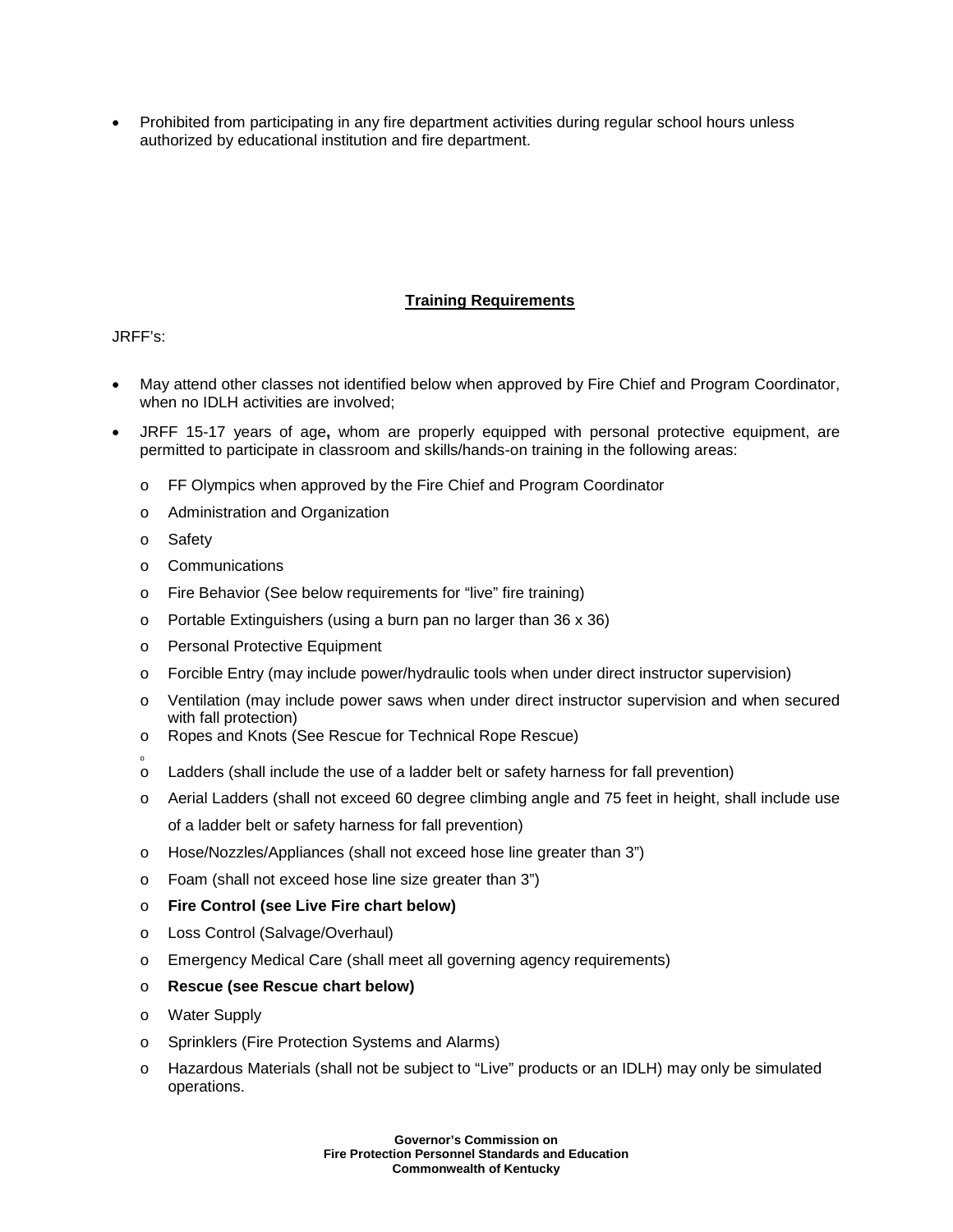- Prohibited from participating in any fire department activities during regular school hours unless authorized by educational institution and fire department.

**Training Requirements**

JRFF's:

- May attend other classes not identified below when approved by Fire Chief and Program Coordinator, when no IDLH activities are involved;
- JRFF 15-17 years of age**,** whom are properly equipped with personal protective equipment, are permitted to participate in classroom and skills/hands-on training in the following areas:
  - FF Olympics when approved by the Fire Chief and Program Coordinator
  - Administration and Organization
  - Safety
  - Communications
  - Fire Behavior (See below requirements for "live" fire training)
  - Portable Extinguishers (using a burn pan no larger than 36 x 36)
  - Personal Protective Equipment
  - Forcible Entry (may include power/hydraulic tools when under direct instructor supervision)
  - Ventilation (may include power saws when under direct instructor supervision and when secured with fall protection)
  - Ropes and Knots (See Rescue for Technical Rope Rescue)
  - Ladders (shall include the use of a ladder belt or safety harness for fall prevention)
  - Aerial Ladders (shall not exceed 60 degree climbing angle and 75 feet in height, shall include use of a ladder belt or safety harness for fall prevention)
  - Hose/Nozzles/Appliances (shall not exceed hose line greater than 3")
  - Foam (shall not exceed hose line size greater than 3")
  - **Fire Control (see Live Fire chart below)**
  - Loss Control (Salvage/Overhaul)
  - Emergency Medical Care (shall meet all governing agency requirements)
  - **Rescue (see Rescue chart below)**
  - Water Supply
  - Sprinklers (Fire Protection Systems and Alarms)
  - Hazardous Materials (shall not be subject to "Live" products or an IDLH) may only be simulated operations.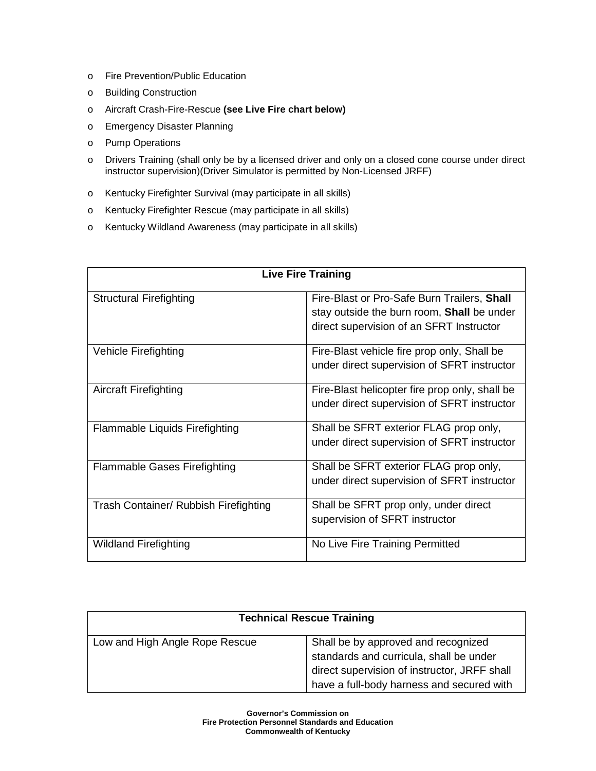- Fire Prevention/Public Education
- Building Construction
- Aircraft Crash-Fire-Rescue **(see Live Fire chart below)**
- Emergency Disaster Planning
- Pump Operations
- Drivers Training (shall only be by a licensed driver and only on a closed cone course under direct instructor supervision)(Driver Simulator is permitted by Non-Licensed JRFF)
- Kentucky Firefighter Survival (may participate in all skills)
- Kentucky Firefighter Rescue (may participate in all skills)
- Kentucky Wildland Awareness (may participate in all skills)

| **Live Fire Training** | |
|---|---|
| Structural Firefighting | Fire-Blast or Pro-Safe Burn Trailers, **Shall** stay outside the burn room, **Shall** be under direct supervision of an SFRT Instructor |
| Vehicle Firefighting | Fire-Blast vehicle fire prop only, Shall be under direct supervision of SFRT instructor |
| Aircraft Firefighting | Fire-Blast helicopter fire prop only, shall be under direct supervision of SFRT instructor |
| Flammable Liquids Firefighting | Shall be SFRT exterior FLAG prop only, under direct supervision of SFRT instructor |
| Flammable Gases Firefighting | Shall be SFRT exterior FLAG prop only, under direct supervision of SFRT instructor |
| Trash Container/ Rubbish Firefighting | Shall be SFRT prop only, under direct supervision of SFRT instructor |
| Wildland Firefighting | No Live Fire Training Permitted |

| **Technical Rescue Training** | |
|---|---|
| Low and High Angle Rope Rescue | Shall be by approved and recognized standards and curricula, shall be under direct supervision of instructor, JRFF shall have a full-body harness and secured with |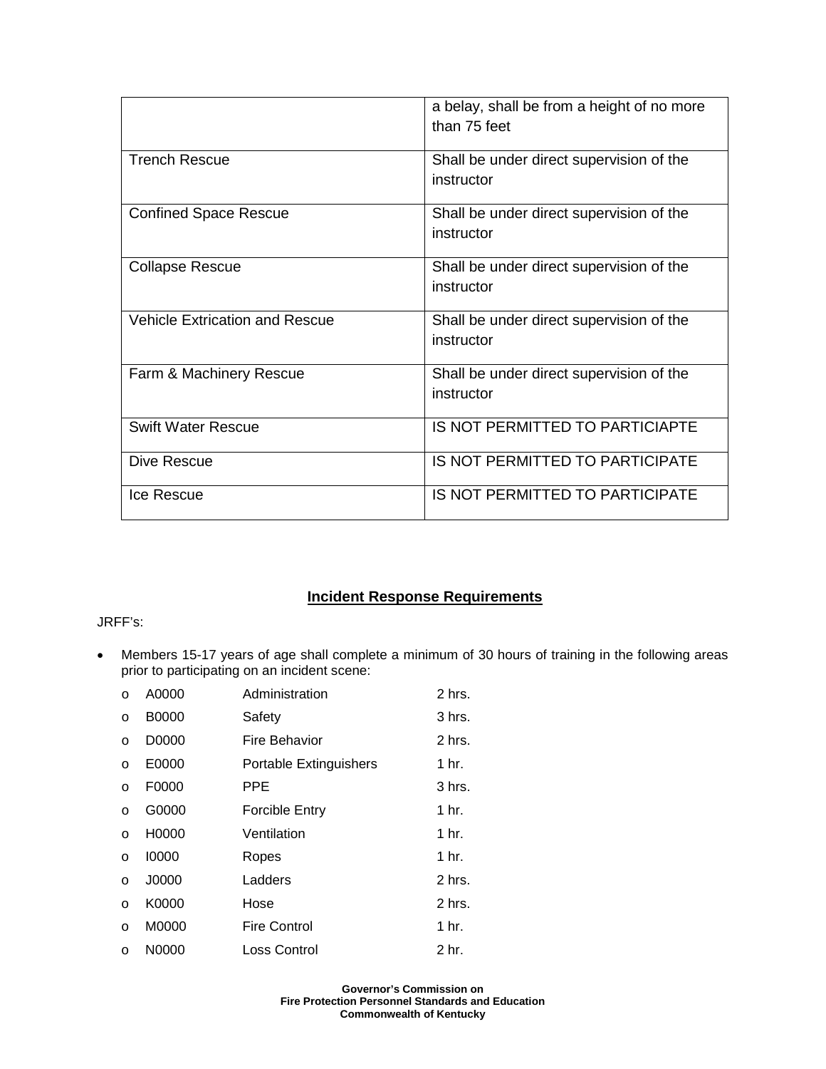| | |
|---|---|
| | a belay, shall be from a height of no more than 75 feet |
| Trench Rescue | Shall be under direct supervision of the instructor |
| Confined Space Rescue | Shall be under direct supervision of the instructor |
| Collapse Rescue | Shall be under direct supervision of the instructor |
| Vehicle Extrication and Rescue | Shall be under direct supervision of the instructor |
| Farm & Machinery Rescue | Shall be under direct supervision of the instructor |
| Swift Water Rescue | IS NOT PERMITTED TO PARTICIAPTE |
| Dive Rescue | IS NOT PERMITTED TO PARTICIPATE |
| Ice Rescue | IS NOT PERMITTED TO PARTICIPATE |

## Incident Response Requirements

JRFF's:

- Members 15-17 years of age shall complete a minimum of 30 hours of training in the following areas prior to participating on an incident scene:
  - A0000 Administration 2 hrs.
  - B0000 Safety 3 hrs.
  - D0000 Fire Behavior 2 hrs.
  - E0000 Portable Extinguishers 1 hr.
  - F0000 PPE 3 hrs.
  - G0000 Forcible Entry 1 hr.
  - H0000 Ventilation 1 hr.
  - I0000 Ropes 1 hr.
  - J0000 Ladders 2 hrs.
  - K0000 Hose 2 hrs.
  - M0000 Fire Control 1 hr.
  - N0000 Loss Control 2 hr.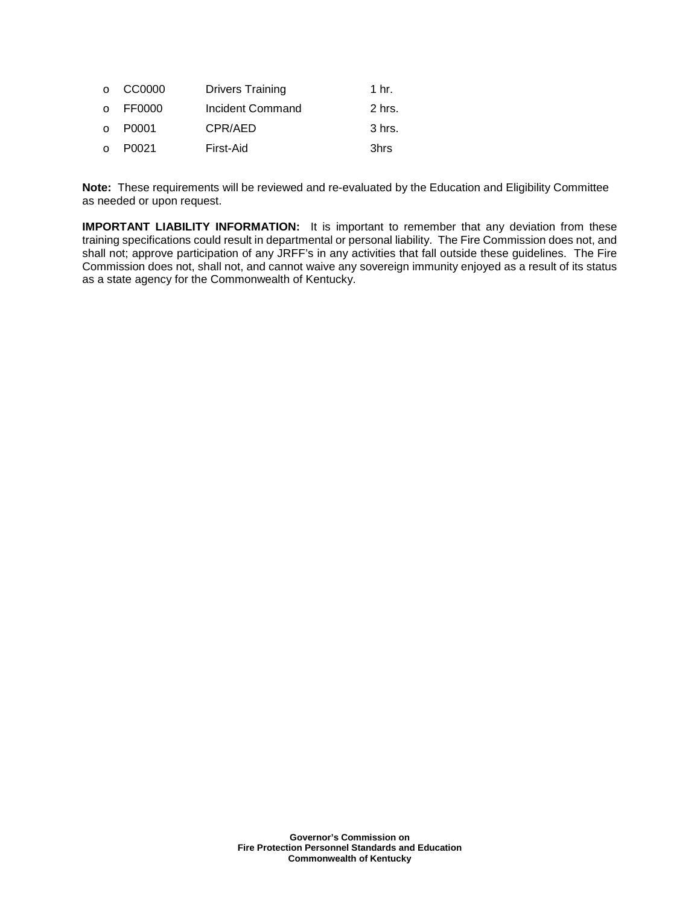- CC0000 Drivers Training 1 hr.
- FF0000 Incident Command 2 hrs.
- P0001 CPR/AED 3 hrs.
- P0021 First-Aid 3hrs

**Note:** These requirements will be reviewed and re-evaluated by the Education and Eligibility Committee as needed or upon request.

**IMPORTANT LIABILITY INFORMATION:** It is important to remember that any deviation from these training specifications could result in departmental or personal liability. The Fire Commission does not, and shall not; approve participation of any JRFF's in any activities that fall outside these guidelines. The Fire Commission does not, shall not, and cannot waive any sovereign immunity enjoyed as a result of its status as a state agency for the Commonwealth of Kentucky.